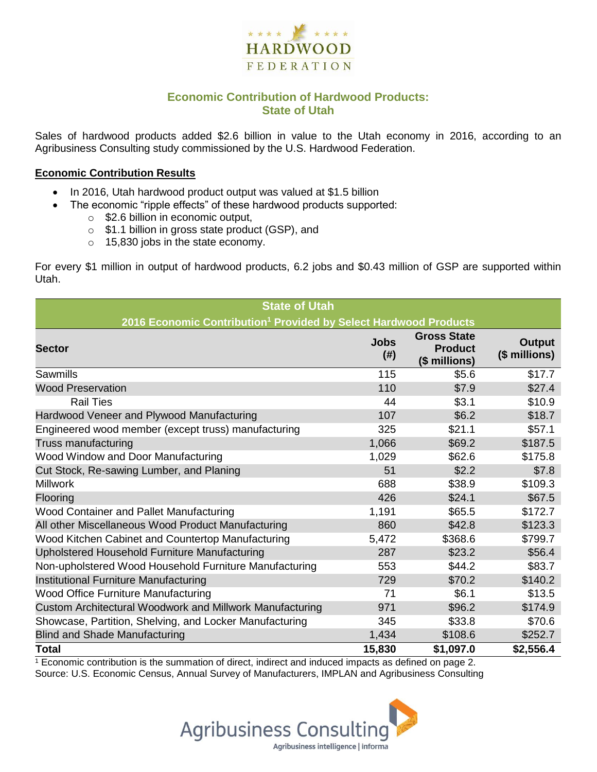# HARDWOOD FEDERATION

## Economic Contribution of Hardwood Products: State of Utah

Sales of hardwood products added $2.6 billion in value to the Utah economy in 2016, according to an Agribusiness Consulting study commissioned by the U.S. Hardwood Federation.

### Economic Contribution Results

- In 2016, Utah hardwood product output was valued at $1.5 billion
- The economic "ripple effects" of these hardwood products supported:
  - $2.6 billion in economic output,
  - $1.1 billion in gross state product (GSP), and
  - 15,830 jobs in the state economy.

For every $1 million in output of hardwood products, 6.2 jobs and $0.43 million of GSP are supported within Utah.

**State of Utah**
**2016 Economic Contribution[1] Provided by Select Hardwood Products**

| Sector | Jobs (#) | Gross State Product ($ millions) | Output ($ millions) |
|---|---|---|---|
| Sawmills | 115 | $5.6 | $17.7 |
| Wood Preservation | 110 | $7.9 | $27.4 |
| Rail Ties | 44 | $3.1 | $10.9 |
| Hardwood Veneer and Plywood Manufacturing | 107 | $6.2 | $18.7 |
| Engineered wood member (except truss) manufacturing | 325 | $21.1 | $57.1 |
| Truss manufacturing | 1,066 | $69.2 | $187.5 |
| Wood Window and Door Manufacturing | 1,029 | $62.6 | $175.8 |
| Cut Stock, Re-sawing Lumber, and Planing | 51 | $2.2 | $7.8 |
| Millwork | 688 | $38.9 | $109.3 |
| Flooring | 426 | $24.1 | $67.5 |
| Wood Container and Pallet Manufacturing | 1,191 | $65.5 | $172.7 |
| All other Miscellaneous Wood Product Manufacturing | 860 | $42.8 | $123.3 |
| Wood Kitchen Cabinet and Countertop Manufacturing | 5,472 | $368.6 | $799.7 |
| Upholstered Household Furniture Manufacturing | 287 | $23.2 | $56.4 |
| Non-upholstered Wood Household Furniture Manufacturing | 553 | $44.2 | $83.7 |
| Institutional Furniture Manufacturing | 729 | $70.2 | $140.2 |
| Wood Office Furniture Manufacturing | 71 | $6.1 | $13.5 |
| Custom Architectural Woodwork and Millwork Manufacturing | 971 | $96.2 | $174.9 |
| Showcase, Partition, Shelving, and Locker Manufacturing | 345 | $33.8 | $70.6 |
| Blind and Shade Manufacturing | 1,434 | $108.6 | $252.7 |
| **Total** | **15,830** | **$1,097.0** | **$2,556.4** |

[1] Economic contribution is the summation of direct, indirect and induced impacts as defined on page 2.
Source: U.S. Economic Census, Annual Survey of Manufacturers, IMPLAN and Agribusiness Consulting

Agribusiness Consulting
Agribusiness intelligence | informa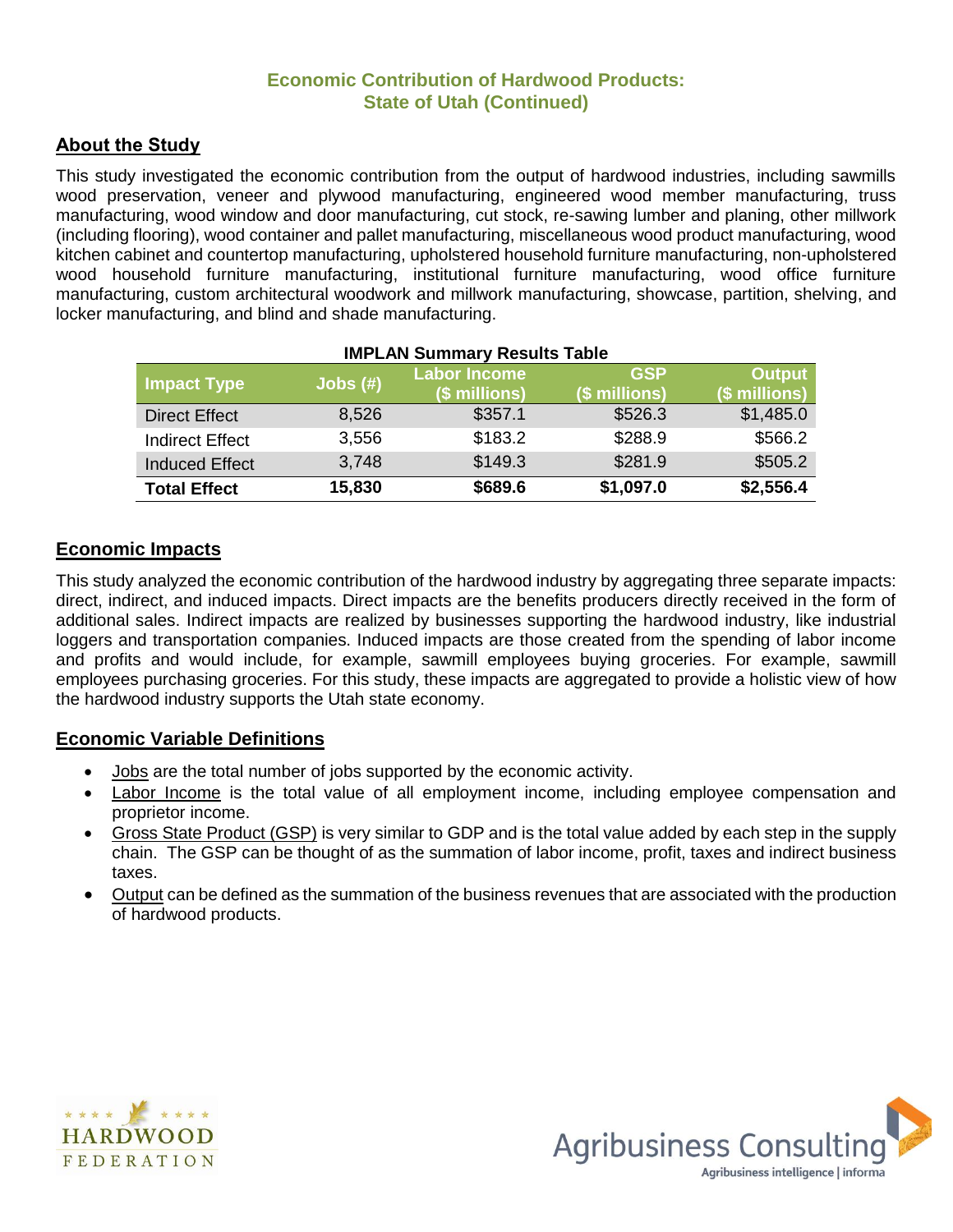# Economic Contribution of Hardwood Products: State of Utah (Continued)

## About the Study

This study investigated the economic contribution from the output of hardwood industries, including sawmills wood preservation, veneer and plywood manufacturing, engineered wood member manufacturing, truss manufacturing, wood window and door manufacturing, cut stock, re-sawing lumber and planing, other millwork (including flooring), wood container and pallet manufacturing, miscellaneous wood product manufacturing, wood kitchen cabinet and countertop manufacturing, upholstered household furniture manufacturing, non-upholstered wood household furniture manufacturing, institutional furniture manufacturing, wood office furniture manufacturing, custom architectural woodwork and millwork manufacturing, showcase, partition, shelving, and locker manufacturing, and blind and shade manufacturing.

**IMPLAN Summary Results Table**

| Impact Type | Jobs (#) | Labor Income ($ millions) | GSP ($ millions) | Output ($ millions) |
|---|---|---|---|---|
| Direct Effect | 8,526 | $357.1 | $526.3 | $1,485.0 |
| Indirect Effect | 3,556 | $183.2 | $288.9 | $566.2 |
| Induced Effect | 3,748 | $149.3 | $281.9 | $505.2 |
| **Total Effect** | **15,830** | **$689.6** | **$1,097.0** | **$2,556.4** |

## Economic Impacts

This study analyzed the economic contribution of the hardwood industry by aggregating three separate impacts: direct, indirect, and induced impacts. Direct impacts are the benefits producers directly received in the form of additional sales. Indirect impacts are realized by businesses supporting the hardwood industry, like industrial loggers and transportation companies. Induced impacts are those created from the spending of labor income and profits and would include, for example, sawmill employees buying groceries. For example, sawmill employees purchasing groceries. For this study, these impacts are aggregated to provide a holistic view of how the hardwood industry supports the Utah state economy.

## Economic Variable Definitions

- Jobs are the total number of jobs supported by the economic activity.
- Labor Income is the total value of all employment income, including employee compensation and proprietor income.
- Gross State Product (GSP) is very similar to GDP and is the total value added by each step in the supply chain. The GSP can be thought of as the summation of labor income, profit, taxes and indirect business taxes.
- Output can be defined as the summation of the business revenues that are associated with the production of hardwood products.

HARDWOOD FEDERATION

Agribusiness Consulting
Agribusiness intelligence | informa